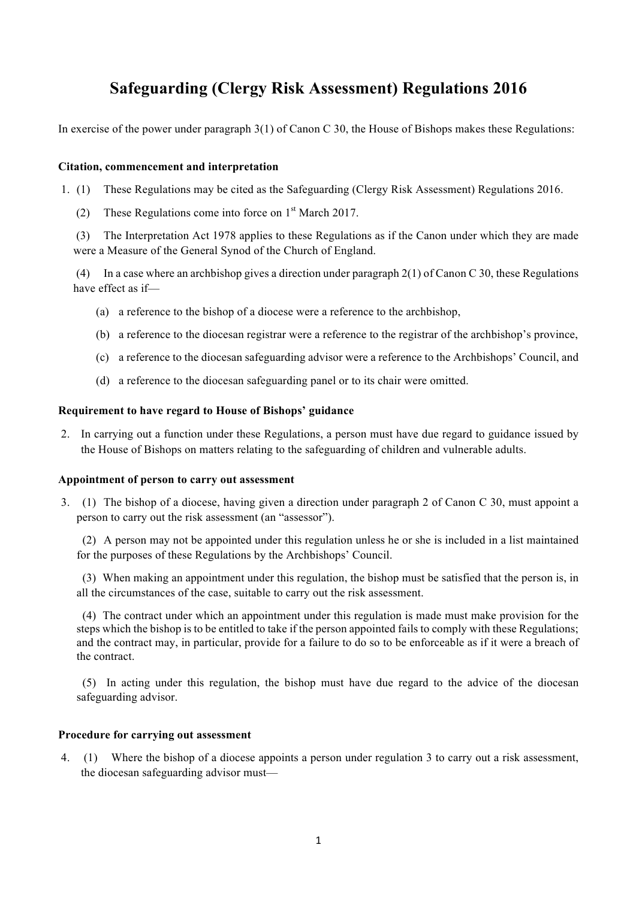# Safeguarding (Clergy Risk Assessment) Regulations 2016

In exercise of the power under paragraph 3(1) of Canon C 30, the House of Bishops makes these Regulations:

**Citation, commencement and interpretation**

1. (1) These Regulations may be cited as the Safeguarding (Clergy Risk Assessment) Regulations 2016.

   (2) These Regulations come into force on 1st March 2017.

   (3) The Interpretation Act 1978 applies to these Regulations as if the Canon under which they are made were a Measure of the General Synod of the Church of England.

   (4) In a case where an archbishop gives a direction under paragraph 2(1) of Canon C 30, these Regulations have effect as if—

   (a) a reference to the bishop of a diocese were a reference to the archbishop,

   (b) a reference to the diocesan registrar were a reference to the registrar of the archbishop's province,

   (c) a reference to the diocesan safeguarding advisor were a reference to the Archbishops' Council, and

   (d) a reference to the diocesan safeguarding panel or to its chair were omitted.

**Requirement to have regard to House of Bishops' guidance**

2. In carrying out a function under these Regulations, a person must have due regard to guidance issued by the House of Bishops on matters relating to the safeguarding of children and vulnerable adults.

**Appointment of person to carry out assessment**

3. (1) The bishop of a diocese, having given a direction under paragraph 2 of Canon C 30, must appoint a person to carry out the risk assessment (an "assessor").

   (2) A person may not be appointed under this regulation unless he or she is included in a list maintained for the purposes of these Regulations by the Archbishops' Council.

   (3) When making an appointment under this regulation, the bishop must be satisfied that the person is, in all the circumstances of the case, suitable to carry out the risk assessment.

   (4) The contract under which an appointment under this regulation is made must make provision for the steps which the bishop is to be entitled to take if the person appointed fails to comply with these Regulations; and the contract may, in particular, provide for a failure to do so to be enforceable as if it were a breach of the contract.

   (5) In acting under this regulation, the bishop must have due regard to the advice of the diocesan safeguarding advisor.

**Procedure for carrying out assessment**

4. (1) Where the bishop of a diocese appoints a person under regulation 3 to carry out a risk assessment, the diocesan safeguarding advisor must—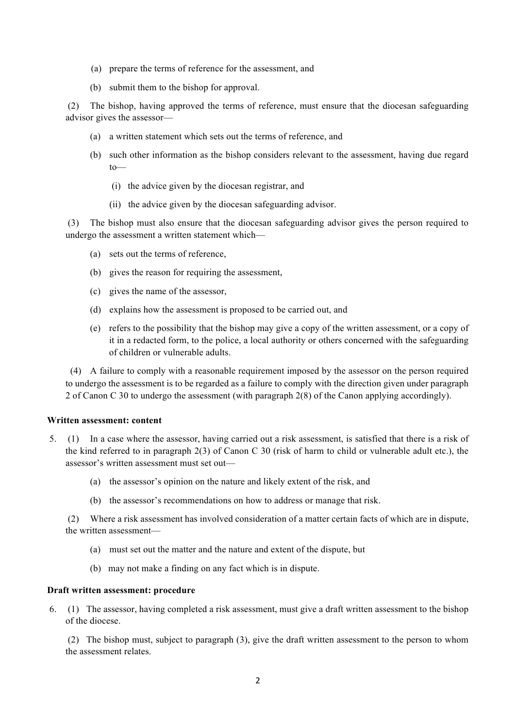(a) prepare the terms of reference for the assessment, and

(b) submit them to the bishop for approval.

(2) The bishop, having approved the terms of reference, must ensure that the diocesan safeguarding advisor gives the assessor—

(a) a written statement which sets out the terms of reference, and

(b) such other information as the bishop considers relevant to the assessment, having due regard to—

(i) the advice given by the diocesan registrar, and

(ii) the advice given by the diocesan safeguarding advisor.

(3) The bishop must also ensure that the diocesan safeguarding advisor gives the person required to undergo the assessment a written statement which—

(a) sets out the terms of reference,

(b) gives the reason for requiring the assessment,

(c) gives the name of the assessor,

(d) explains how the assessment is proposed to be carried out, and

(e) refers to the possibility that the bishop may give a copy of the written assessment, or a copy of it in a redacted form, to the police, a local authority or others concerned with the safeguarding of children or vulnerable adults.

(4) A failure to comply with a reasonable requirement imposed by the assessor on the person required to undergo the assessment is to be regarded as a failure to comply with the direction given under paragraph 2 of Canon C 30 to undergo the assessment (with paragraph 2(8) of the Canon applying accordingly).

**Written assessment: content**

5. (1) In a case where the assessor, having carried out a risk assessment, is satisfied that there is a risk of the kind referred to in paragraph 2(3) of Canon C 30 (risk of harm to child or vulnerable adult etc.), the assessor's written assessment must set out—

(a) the assessor's opinion on the nature and likely extent of the risk, and

(b) the assessor's recommendations on how to address or manage that risk.

(2) Where a risk assessment has involved consideration of a matter certain facts of which are in dispute, the written assessment—

(a) must set out the matter and the nature and extent of the dispute, but

(b) may not make a finding on any fact which is in dispute.

**Draft written assessment: procedure**

6. (1) The assessor, having completed a risk assessment, must give a draft written assessment to the bishop of the diocese.

(2) The bishop must, subject to paragraph (3), give the draft written assessment to the person to whom the assessment relates.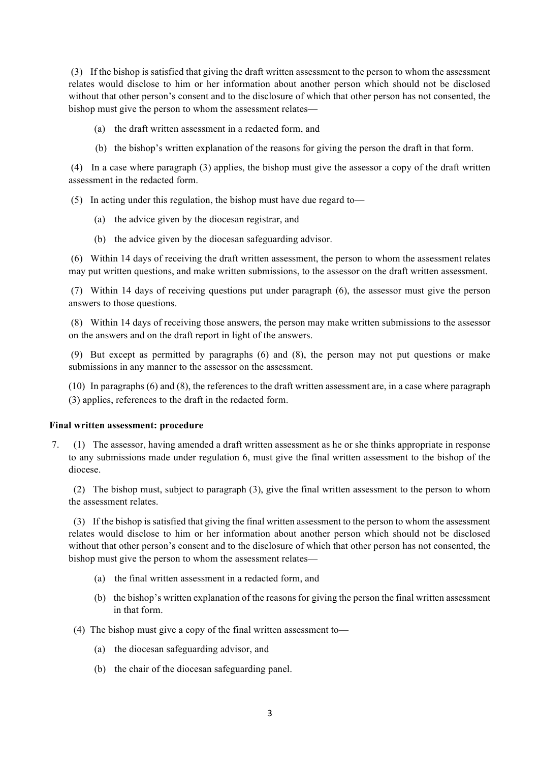(3) If the bishop is satisfied that giving the draft written assessment to the person to whom the assessment relates would disclose to him or her information about another person which should not be disclosed without that other person's consent and to the disclosure of which that other person has not consented, the bishop must give the person to whom the assessment relates—

(a) the draft written assessment in a redacted form, and

(b) the bishop's written explanation of the reasons for giving the person the draft in that form.

(4) In a case where paragraph (3) applies, the bishop must give the assessor a copy of the draft written assessment in the redacted form.

(5) In acting under this regulation, the bishop must have due regard to—

(a) the advice given by the diocesan registrar, and

(b) the advice given by the diocesan safeguarding advisor.

(6) Within 14 days of receiving the draft written assessment, the person to whom the assessment relates may put written questions, and make written submissions, to the assessor on the draft written assessment.

(7) Within 14 days of receiving questions put under paragraph (6), the assessor must give the person answers to those questions.

(8) Within 14 days of receiving those answers, the person may make written submissions to the assessor on the answers and on the draft report in light of the answers.

(9) But except as permitted by paragraphs (6) and (8), the person may not put questions or make submissions in any manner to the assessor on the assessment.

(10) In paragraphs (6) and (8), the references to the draft written assessment are, in a case where paragraph (3) applies, references to the draft in the redacted form.

**Final written assessment: procedure**

7. (1) The assessor, having amended a draft written assessment as he or she thinks appropriate in response to any submissions made under regulation 6, must give the final written assessment to the bishop of the diocese.

(2) The bishop must, subject to paragraph (3), give the final written assessment to the person to whom the assessment relates.

(3) If the bishop is satisfied that giving the final written assessment to the person to whom the assessment relates would disclose to him or her information about another person which should not be disclosed without that other person's consent and to the disclosure of which that other person has not consented, the bishop must give the person to whom the assessment relates—

(a) the final written assessment in a redacted form, and

(b) the bishop's written explanation of the reasons for giving the person the final written assessment in that form.

(4) The bishop must give a copy of the final written assessment to—

(a) the diocesan safeguarding advisor, and

(b) the chair of the diocesan safeguarding panel.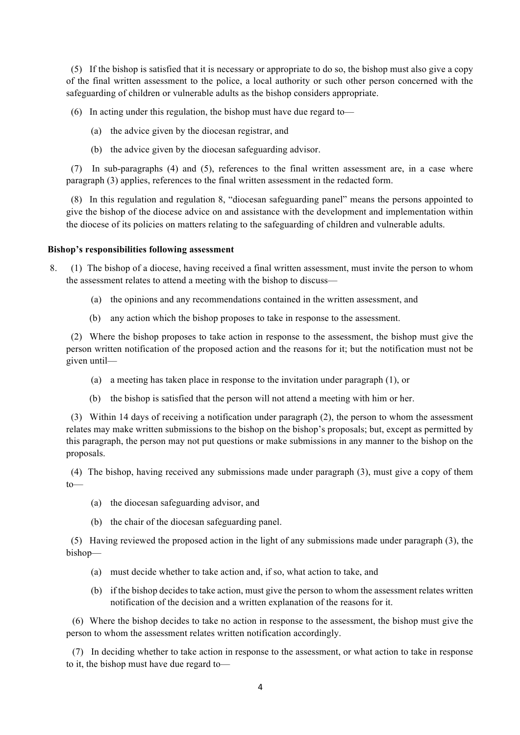(5) If the bishop is satisfied that it is necessary or appropriate to do so, the bishop must also give a copy of the final written assessment to the police, a local authority or such other person concerned with the safeguarding of children or vulnerable adults as the bishop considers appropriate.

(6) In acting under this regulation, the bishop must have due regard to—

(a) the advice given by the diocesan registrar, and

(b) the advice given by the diocesan safeguarding advisor.

(7) In sub-paragraphs (4) and (5), references to the final written assessment are, in a case where paragraph (3) applies, references to the final written assessment in the redacted form.

(8) In this regulation and regulation 8, "diocesan safeguarding panel" means the persons appointed to give the bishop of the diocese advice on and assistance with the development and implementation within the diocese of its policies on matters relating to the safeguarding of children and vulnerable adults.

**Bishop's responsibilities following assessment**

8. (1) The bishop of a diocese, having received a final written assessment, must invite the person to whom the assessment relates to attend a meeting with the bishop to discuss—

(a) the opinions and any recommendations contained in the written assessment, and

(b) any action which the bishop proposes to take in response to the assessment.

(2) Where the bishop proposes to take action in response to the assessment, the bishop must give the person written notification of the proposed action and the reasons for it; but the notification must not be given until—

(a) a meeting has taken place in response to the invitation under paragraph (1), or

(b) the bishop is satisfied that the person will not attend a meeting with him or her.

(3) Within 14 days of receiving a notification under paragraph (2), the person to whom the assessment relates may make written submissions to the bishop on the bishop's proposals; but, except as permitted by this paragraph, the person may not put questions or make submissions in any manner to the bishop on the proposals.

(4) The bishop, having received any submissions made under paragraph (3), must give a copy of them to—

(a) the diocesan safeguarding advisor, and

(b) the chair of the diocesan safeguarding panel.

(5) Having reviewed the proposed action in the light of any submissions made under paragraph (3), the bishop—

(a) must decide whether to take action and, if so, what action to take, and

(b) if the bishop decides to take action, must give the person to whom the assessment relates written notification of the decision and a written explanation of the reasons for it.

(6) Where the bishop decides to take no action in response to the assessment, the bishop must give the person to whom the assessment relates written notification accordingly.

(7) In deciding whether to take action in response to the assessment, or what action to take in response to it, the bishop must have due regard to—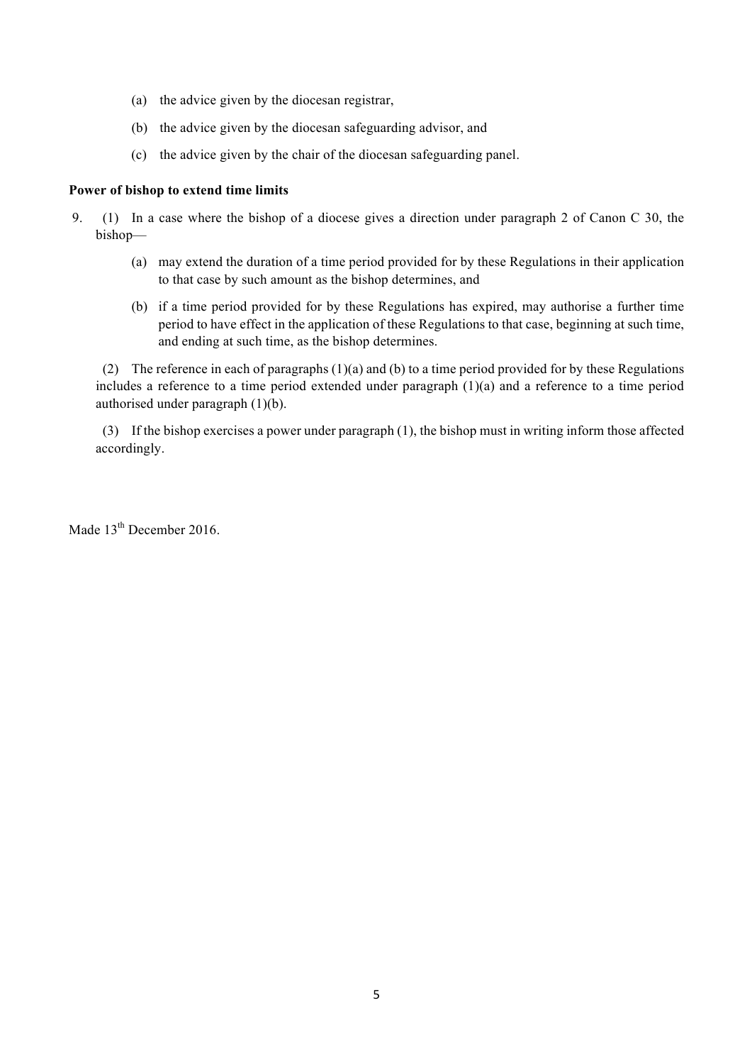(a) the advice given by the diocesan registrar,

(b) the advice given by the diocesan safeguarding advisor, and

(c) the advice given by the chair of the diocesan safeguarding panel.

**Power of bishop to extend time limits**

9. (1) In a case where the bishop of a diocese gives a direction under paragraph 2 of Canon C 30, the bishop—

(a) may extend the duration of a time period provided for by these Regulations in their application to that case by such amount as the bishop determines, and

(b) if a time period provided for by these Regulations has expired, may authorise a further time period to have effect in the application of these Regulations to that case, beginning at such time, and ending at such time, as the bishop determines.

(2) The reference in each of paragraphs (1)(a) and (b) to a time period provided for by these Regulations includes a reference to a time period extended under paragraph (1)(a) and a reference to a time period authorised under paragraph (1)(b).

(3) If the bishop exercises a power under paragraph (1), the bishop must in writing inform those affected accordingly.

Made 13th December 2016.